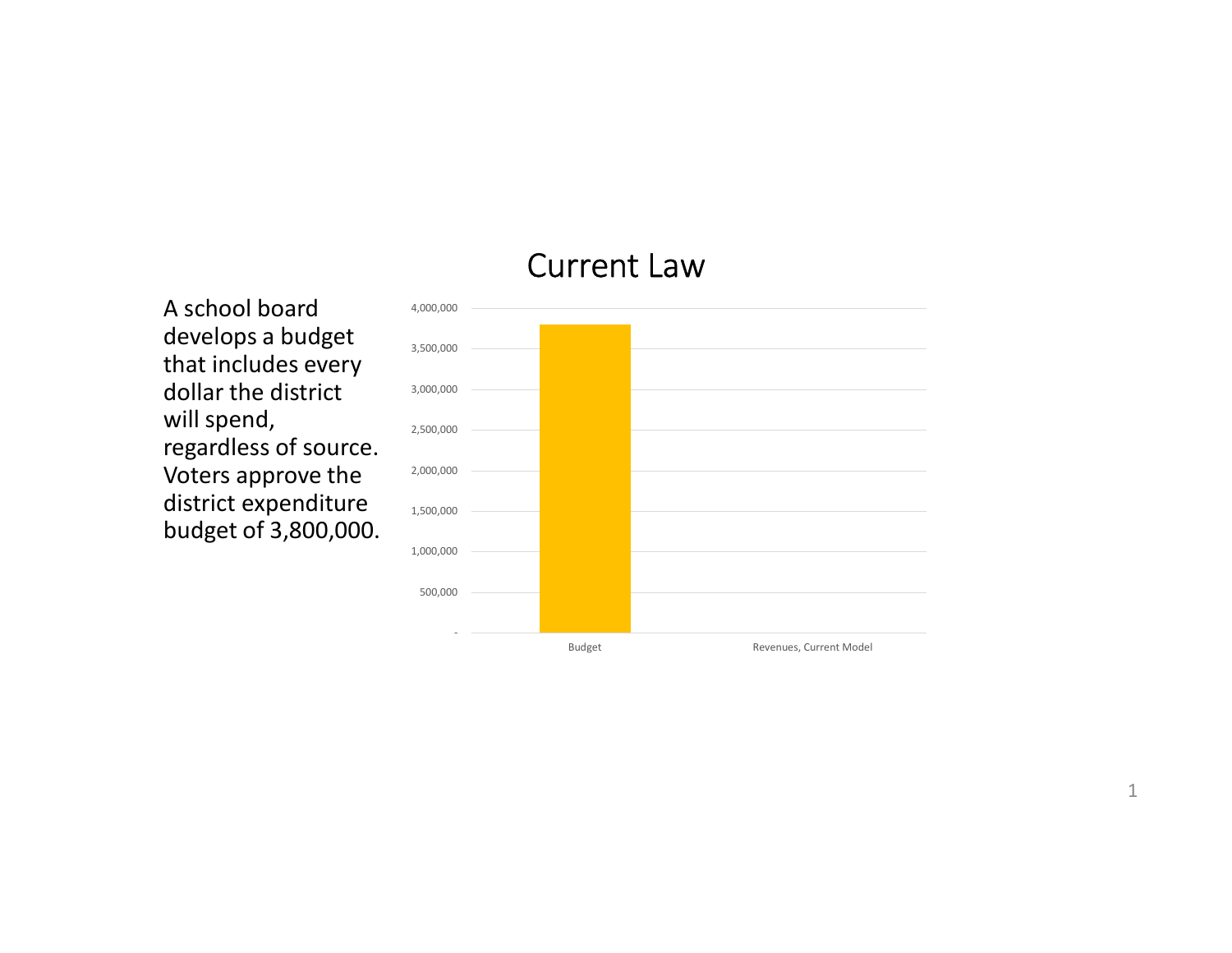# Current Law

A school board develops a budget that includes every dollar the district will spend, regardless of source. Voters approve the district expenditure budget of 3,800,000.

| | Budget | Revenues, Current Model |
| --- | --- | --- |
| Amount | 3,800,000 | |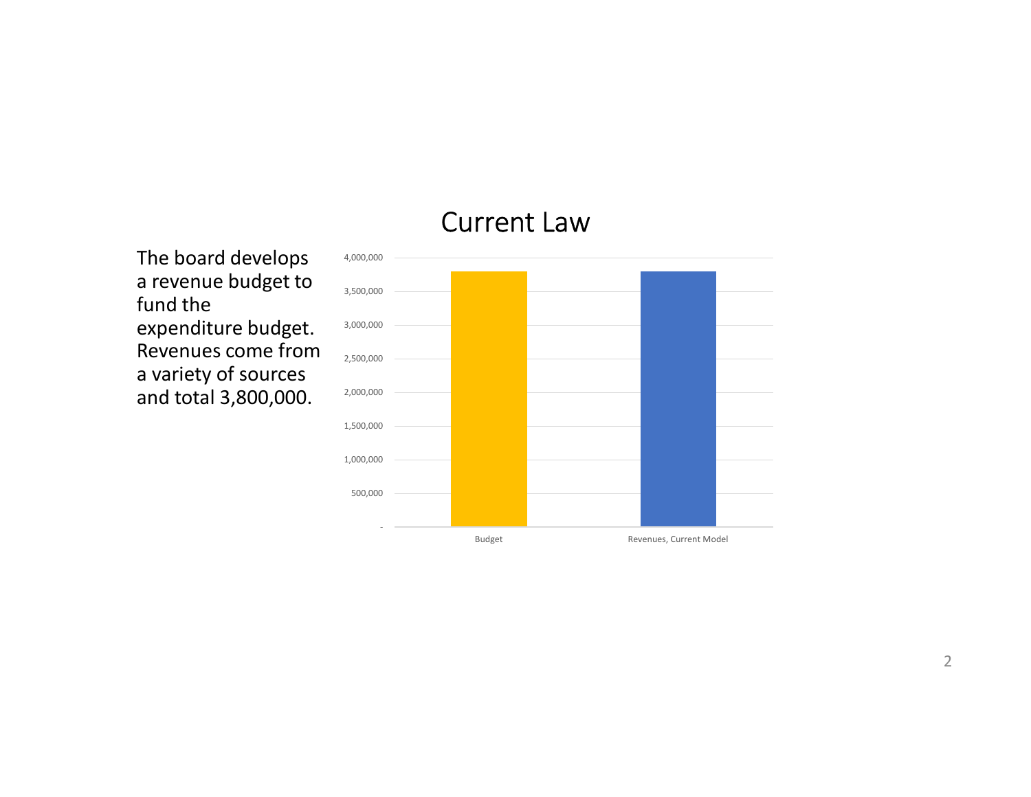## Current Law

The board develops a revenue budget to fund the expenditure budget. Revenues come from a variety of sources and total 3,800,000.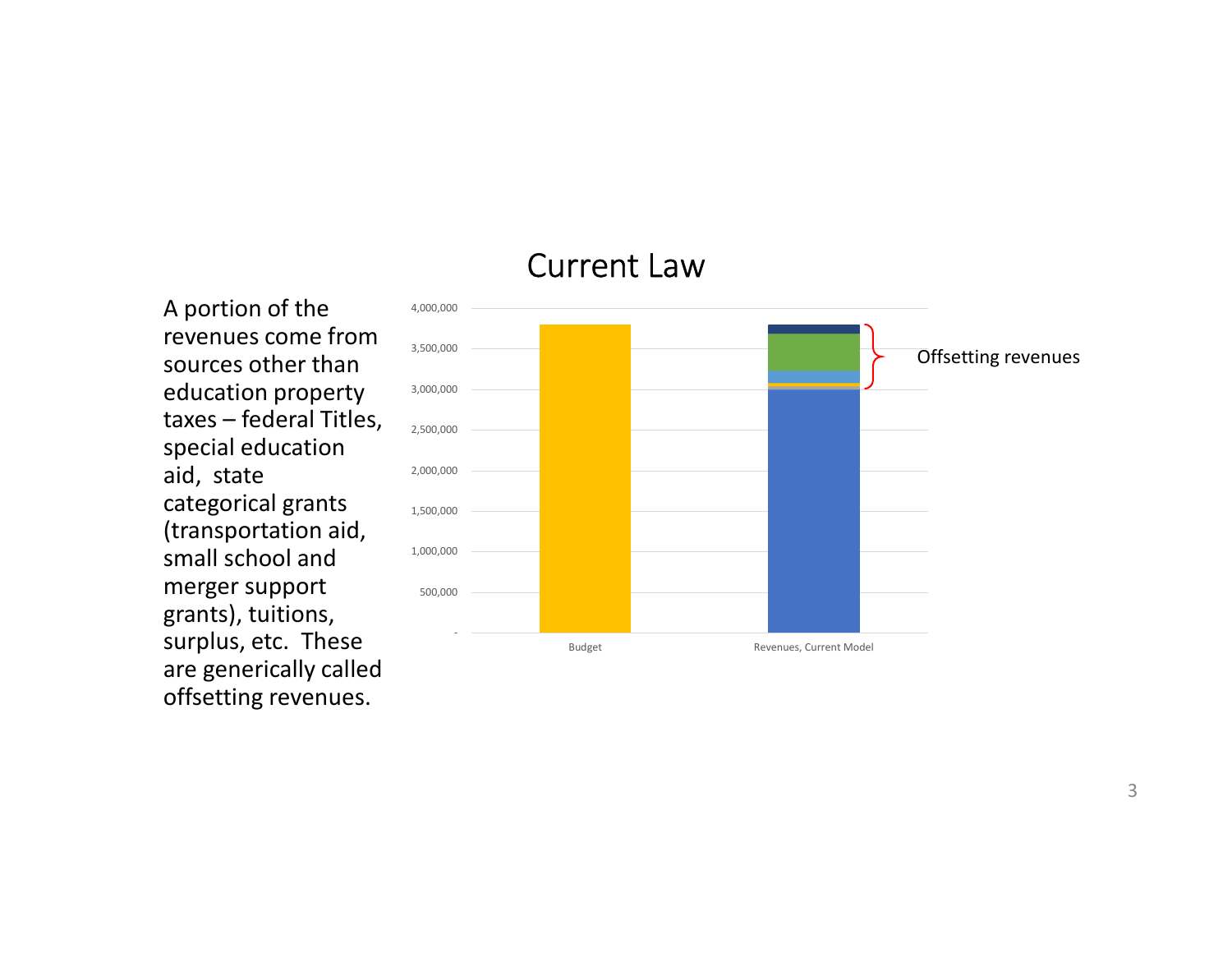# Current Law

A portion of the revenues come from sources other than education property taxes – federal Titles, special education aid, state categorical grants (transportation aid, small school and merger support grants), tuitions, surplus, etc. These are generically called offsetting revenues.

4,000,000
3,500,000
3,000,000
2,500,000
2,000,000
1,500,000
1,000,000
500,000
-

Budget

Revenues, Current Model

Offsetting revenues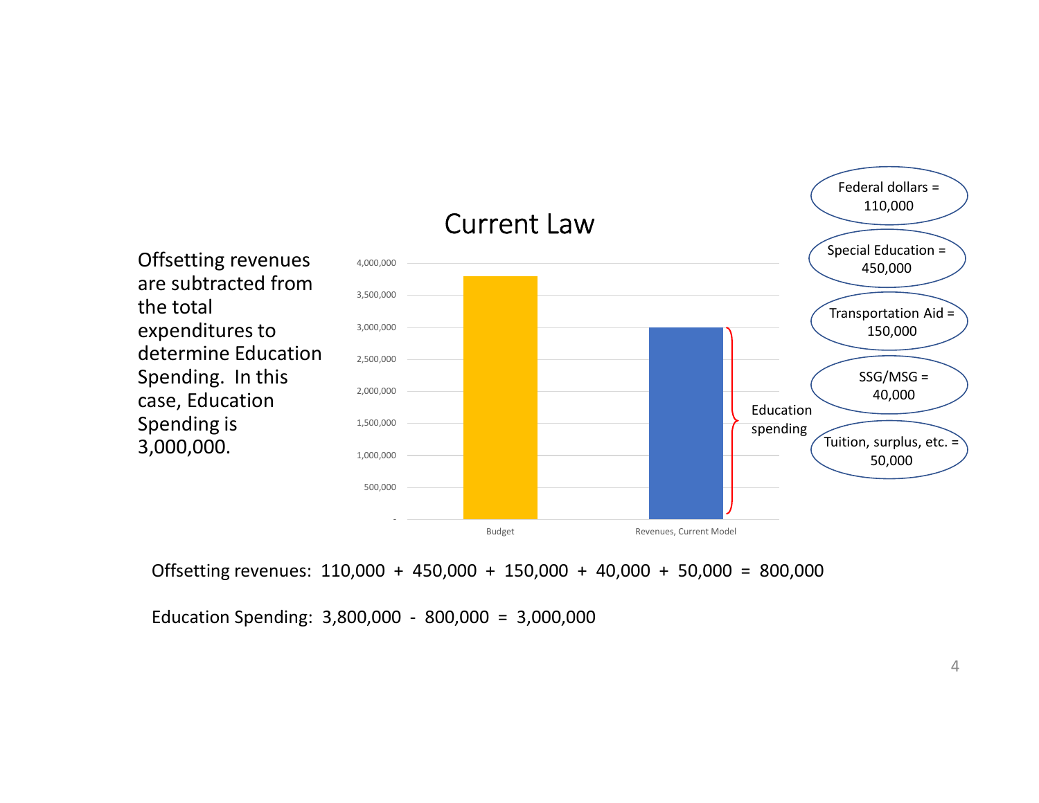## Current Law

Offsetting revenues are subtracted from the total expenditures to determine Education Spending. In this case, Education Spending is 3,000,000.

| | Budget | Revenues, Current Model |
|---|---|---|
| Amount | 3,800,000 | 3,000,000 (Education spending) |

- Federal dollars = 110,000
- Special Education = 450,000
- Transportation Aid = 150,000
- SSG/MSG = 40,000
- Tuition, surplus, etc. = 50,000

Offsetting revenues: 110,000 + 450,000 + 150,000 + 40,000 + 50,000 = 800,000

Education Spending: 3,800,000 - 800,000 = 3,000,000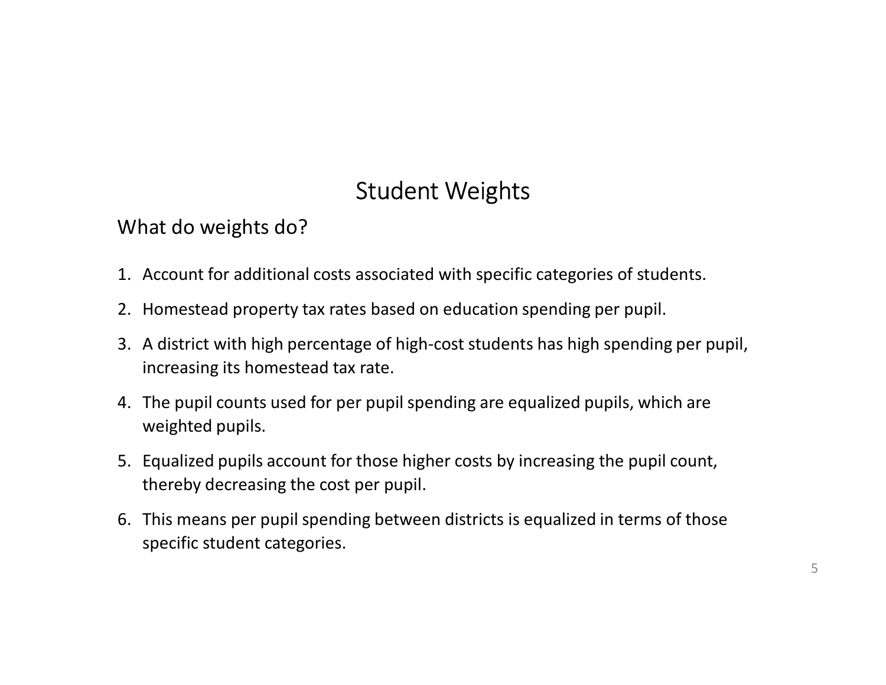# Student Weights

## What do weights do?

1. Account for additional costs associated with specific categories of students.
2. Homestead property tax rates based on education spending per pupil.
3. A district with high percentage of high-cost students has high spending per pupil, increasing its homestead tax rate.
4. The pupil counts used for per pupil spending are equalized pupils, which are weighted pupils.
5. Equalized pupils account for those higher costs by increasing the pupil count, thereby decreasing the cost per pupil.
6. This means per pupil spending between districts is equalized in terms of those specific student categories.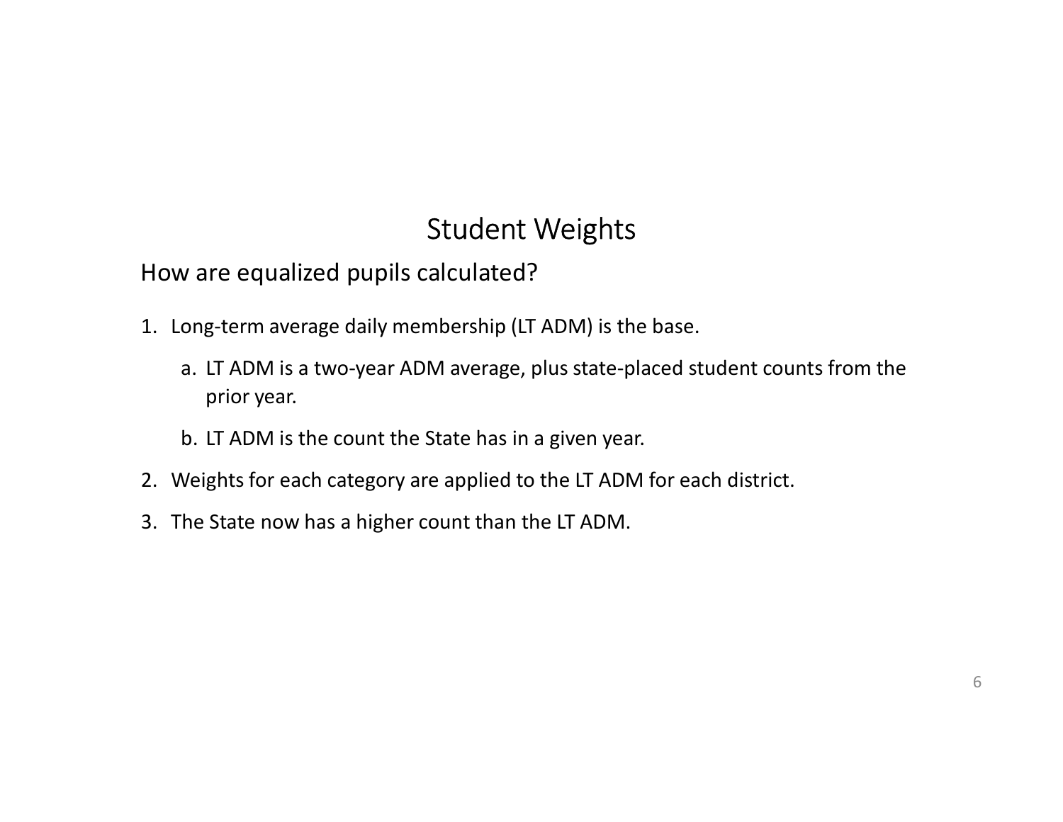# Student Weights

## How are equalized pupils calculated?

1. Long-term average daily membership (LT ADM) is the base.
   a. LT ADM is a two-year ADM average, plus state-placed student counts from the prior year.
   b. LT ADM is the count the State has in a given year.
2. Weights for each category are applied to the LT ADM for each district.
3. The State now has a higher count than the LT ADM.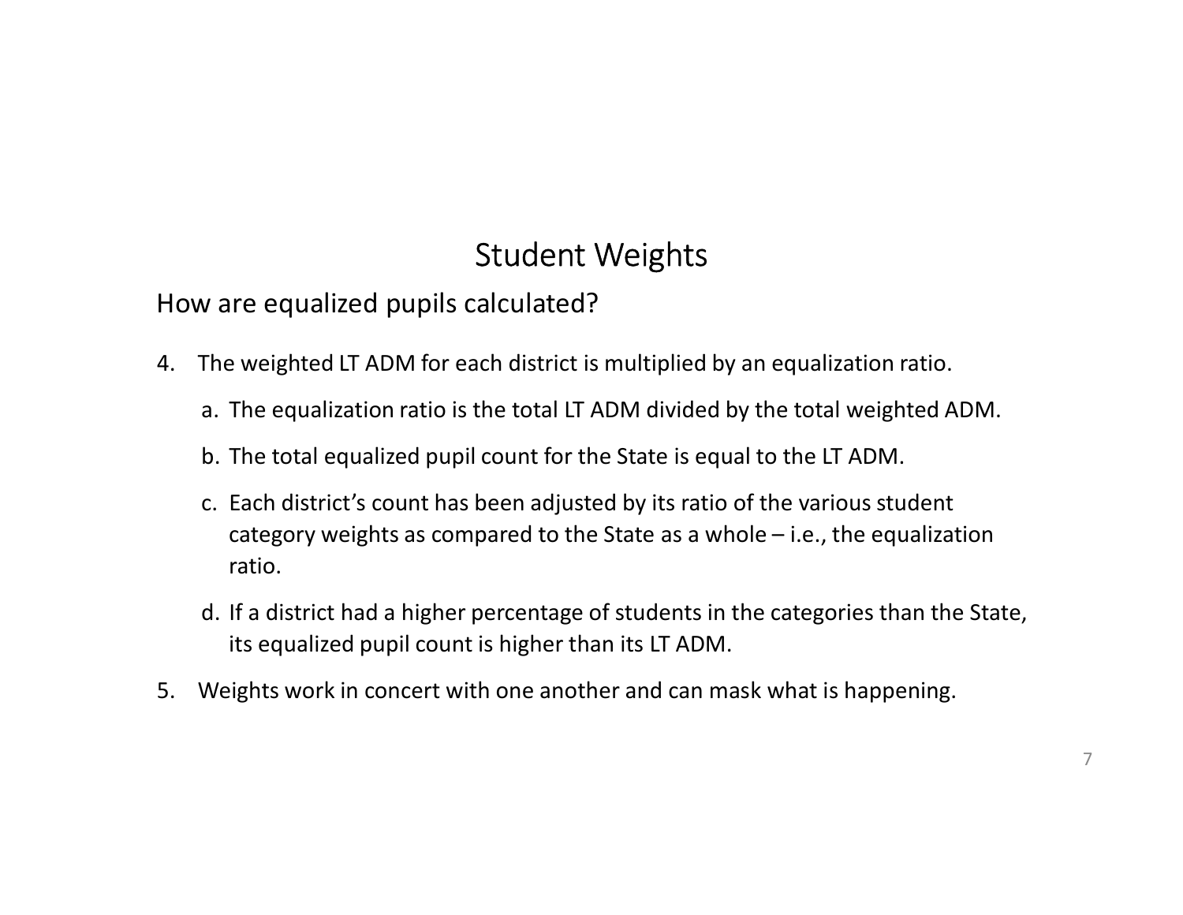# Student Weights

## How are equalized pupils calculated?

4. The weighted LT ADM for each district is multiplied by an equalization ratio.
   a. The equalization ratio is the total LT ADM divided by the total weighted ADM.
   b. The total equalized pupil count for the State is equal to the LT ADM.
   c. Each district's count has been adjusted by its ratio of the various student category weights as compared to the State as a whole – i.e., the equalization ratio.
   d. If a district had a higher percentage of students in the categories than the State, its equalized pupil count is higher than its LT ADM.
5. Weights work in concert with one another and can mask what is happening.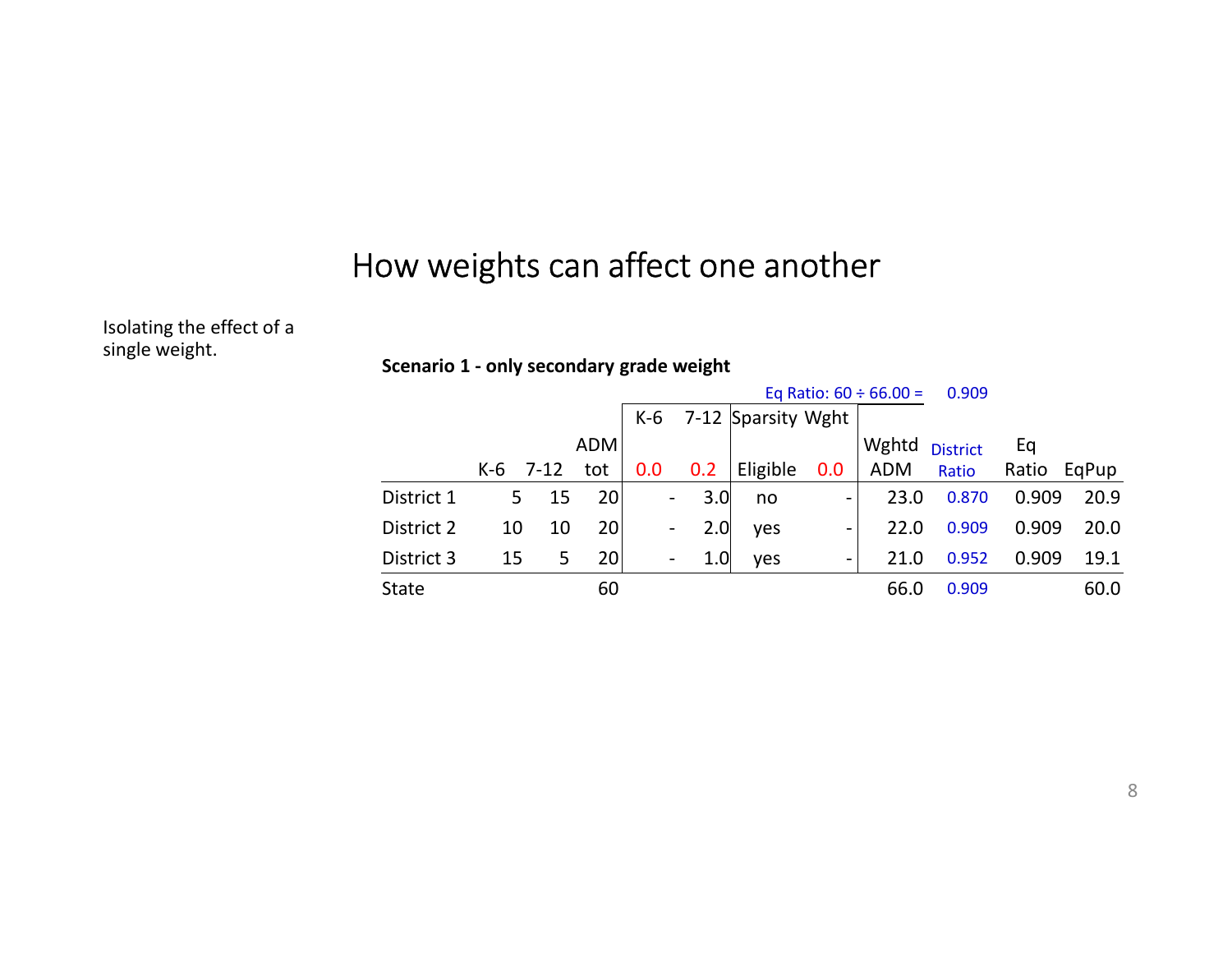# How weights can affect one another

Isolating the effect of a single weight.

**Scenario 1 - only secondary grade weight**

Eq Ratio: 60 ÷ 66.00 = 0.909

| | K-6 | 7-12 | ADM tot | K-6 0.0 | 7-12 0.2 | Sparsity Wght Eligible | 0.0 | Wghtd ADM | District Ratio | Eq Ratio | EqPup |
|---|---|---|---|---|---|---|---|---|---|---|---|
| District 1 | 5 | 15 | 20 | - | 3.0 | no | - | 23.0 | 0.870 | 0.909 | 20.9 |
| District 2 | 10 | 10 | 20 | - | 2.0 | yes | - | 22.0 | 0.909 | 0.909 | 20.0 |
| District 3 | 15 | 5 | 20 | - | 1.0 | yes | - | 21.0 | 0.952 | 0.909 | 19.1 |
| State | | | 60 | | | | | 66.0 | 0.909 | | 60.0 |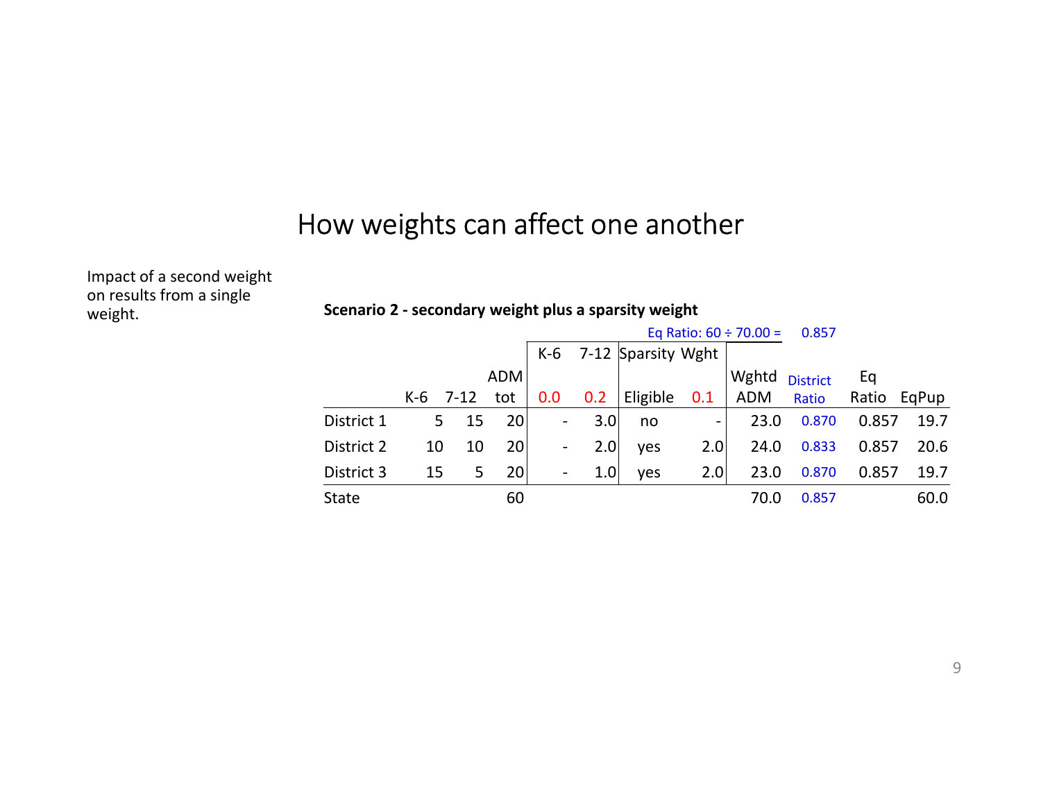# How weights can affect one another

Impact of a second weight on results from a single weight.

**Scenario 2 - secondary weight plus a sparsity weight**

Eq Ratio: 60 ÷ 70.00 = 0.857

| | K-6 | 7-12 | ADM tot | K-6 0.0 | 7-12 0.2 | Sparsity Eligible | Wght 0.1 | Wghtd ADM | District Ratio | Eq Ratio | EqPup |
|---|---|---|---|---|---|---|---|---|---|---|---|
| District 1 | 5 | 15 | 20 | - | 3.0 | no | - | 23.0 | 0.870 | 0.857 | 19.7 |
| District 2 | 10 | 10 | 20 | - | 2.0 | yes | 2.0 | 24.0 | 0.833 | 0.857 | 20.6 |
| District 3 | 15 | 5 | 20 | - | 1.0 | yes | 2.0 | 23.0 | 0.870 | 0.857 | 19.7 |
| State | | | 60 | | | | | 70.0 | 0.857 | | 60.0 |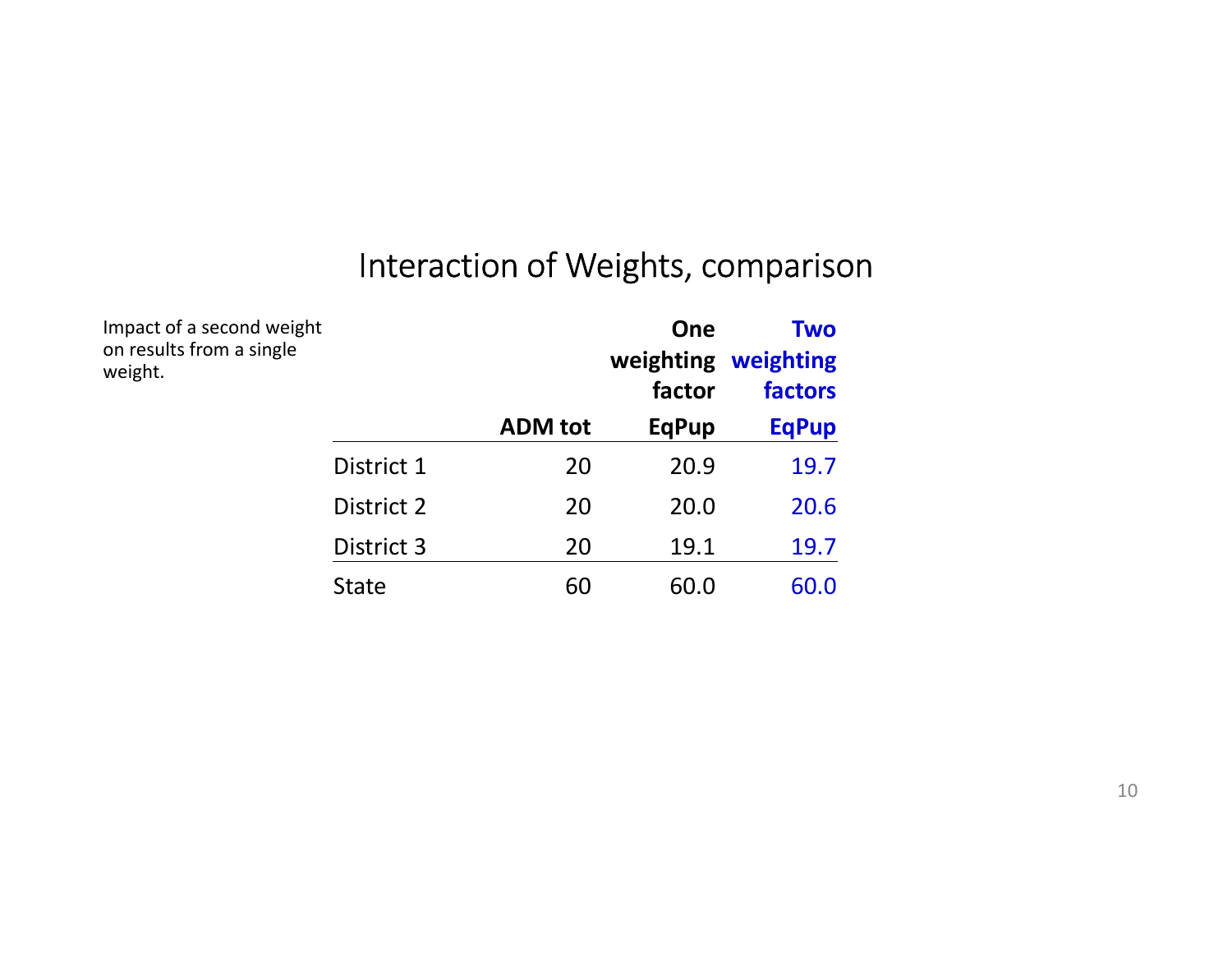# Interaction of Weights, comparison

Impact of a second weight on results from a single weight.

| | ADM tot | One weighting factor EqPup | Two weighting factors EqPup |
|---|---|---|---|
| District 1 | 20 | 20.9 | 19.7 |
| District 2 | 20 | 20.0 | 20.6 |
| District 3 | 20 | 19.1 | 19.7 |
| State | 60 | 60.0 | 60.0 |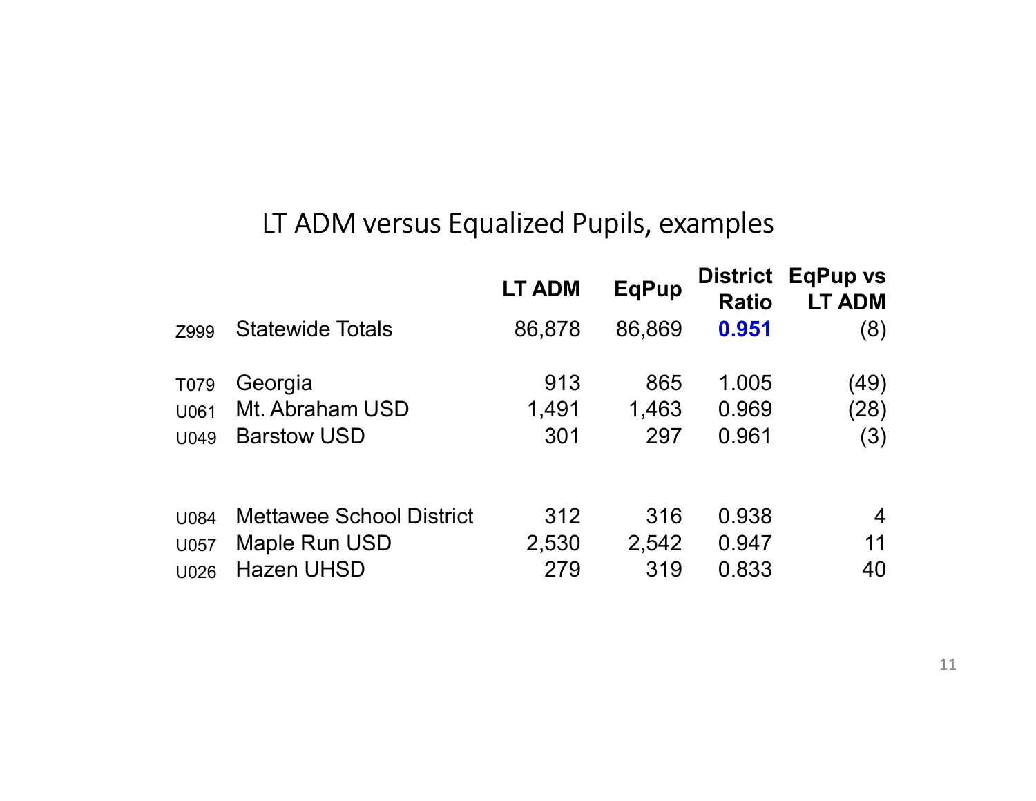# LT ADM versus Equalized Pupils, examples

| | | LT ADM | EqPup | District Ratio | EqPup vs LT ADM |
|---|---|---|---|---|---|
| Z999 | Statewide Totals | 86,878 | 86,869 | **0.951** | (8) |
| T079 | Georgia | 913 | 865 | 1.005 | (49) |
| U061 | Mt. Abraham USD | 1,491 | 1,463 | 0.969 | (28) |
| U049 | Barstow USD | 301 | 297 | 0.961 | (3) |
| U084 | Mettawee School District | 312 | 316 | 0.938 | 4 |
| U057 | Maple Run USD | 2,530 | 2,542 | 0.947 | 11 |
| U026 | Hazen UHSD | 279 | 319 | 0.833 | 40 |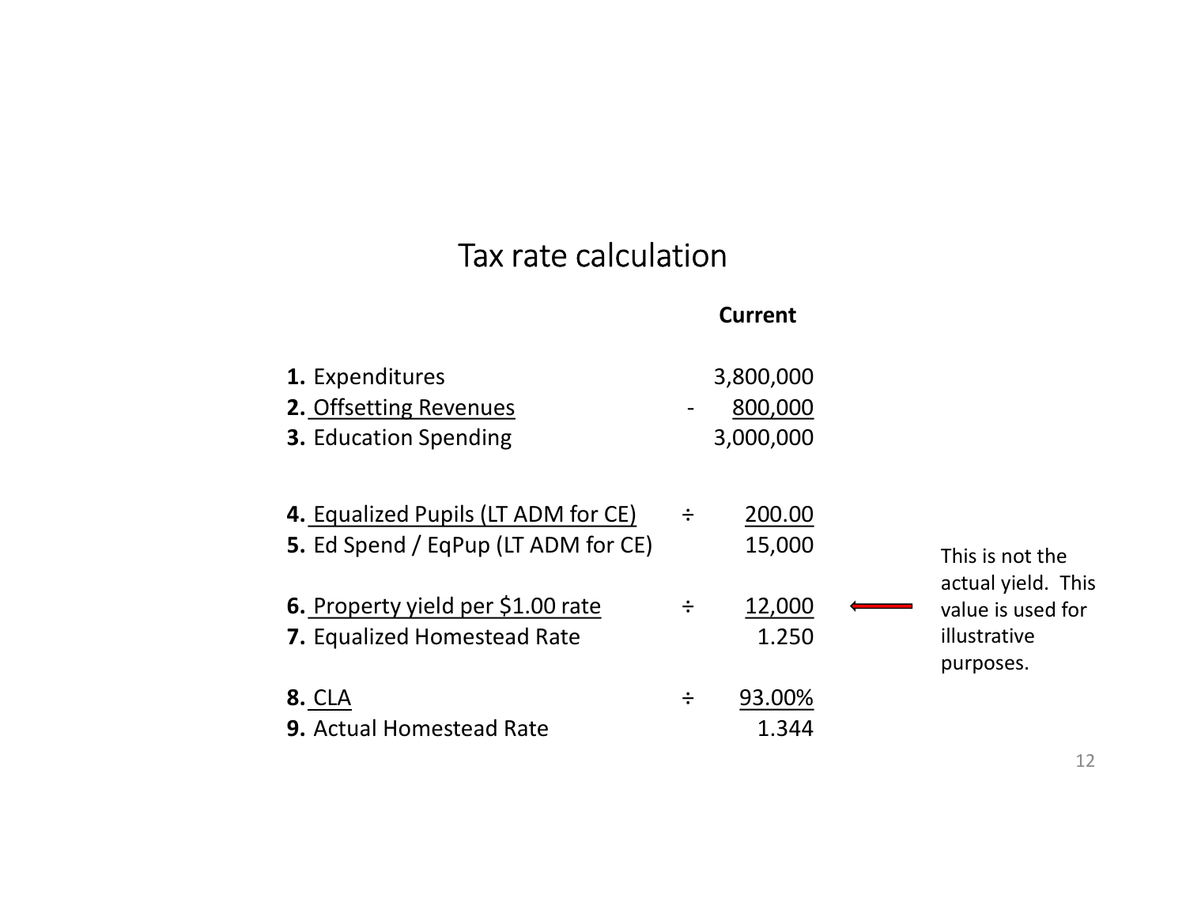# Tax rate calculation

| | | Current |
|---|---|---|
| **1.** Expenditures | | 3,800,000 |
| **2.** Offsetting Revenues | - | 800,000 |
| **3.** Education Spending | | 3,000,000 |
| | | |
| **4.** Equalized Pupils (LT ADM for CE) | ÷ | 200.00 |
| **5.** Ed Spend / EqPup (LT ADM for CE) | | 15,000 |
| | | |
| **6.** Property yield per $1.00 rate | ÷ | 12,000 |
| **7.** Equalized Homestead Rate | | 1.250 |
| | | |
| **8.** CLA | ÷ | 93.00% |
| **9.** Actual Homestead Rate | | 1.344 |

This is not the actual yield. This value is used for illustrative purposes.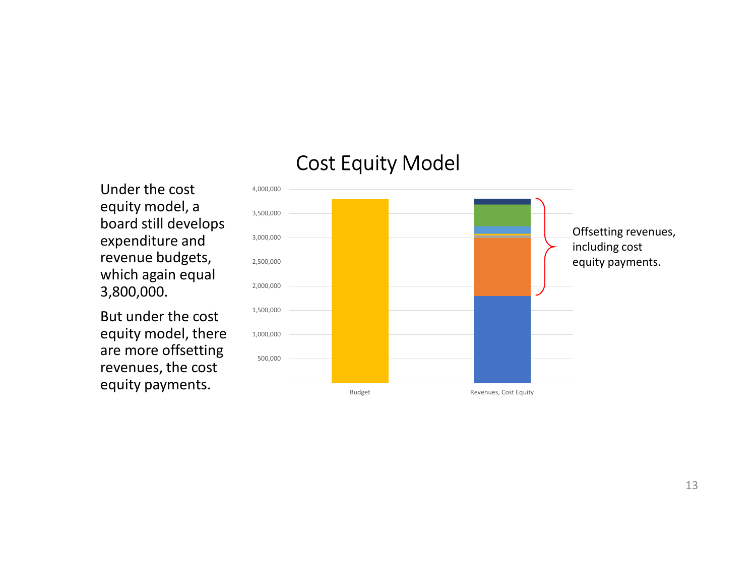# Cost Equity Model

Under the cost equity model, a board still develops expenditure and revenue budgets, which again equal 3,800,000.

But under the cost equity model, there are more offsetting revenues, the cost equity payments.

4,000,000
3,500,000
3,000,000
2,500,000
2,000,000
1,500,000
1,000,000
500,000
-

Budget

Revenues, Cost Equity

Offsetting revenues, including cost equity payments.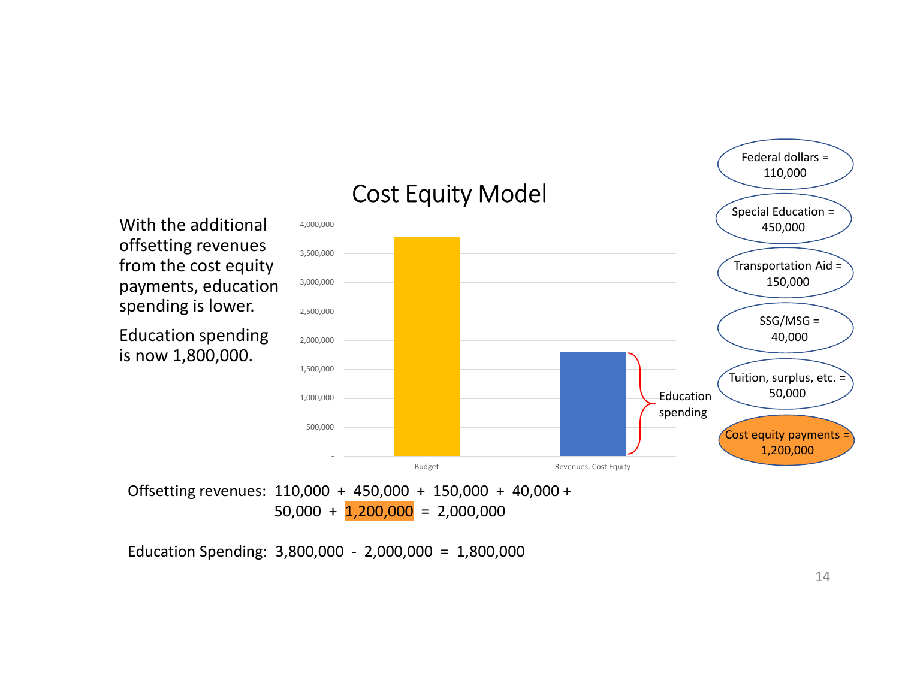# Cost Equity Model

With the additional offsetting revenues from the cost equity payments, education spending is lower.

Education spending is now 1,800,000.

| | Amount |
|---|---|
| Budget | 3,800,000 |
| Revenues, Cost Equity (Education spending) | 1,800,000 |

- Federal dollars = 110,000
- Special Education = 450,000
- Transportation Aid = 150,000
- SSG/MSG = 40,000
- Tuition, surplus, etc. = 50,000
- Cost equity payments = 1,200,000

Offetting revenues: 110,000 + 450,000 + 150,000 + 40,000 + 50,000 + 1,200,000 = 2,000,000

Education Spending: 3,800,000 - 2,000,000 = 1,800,000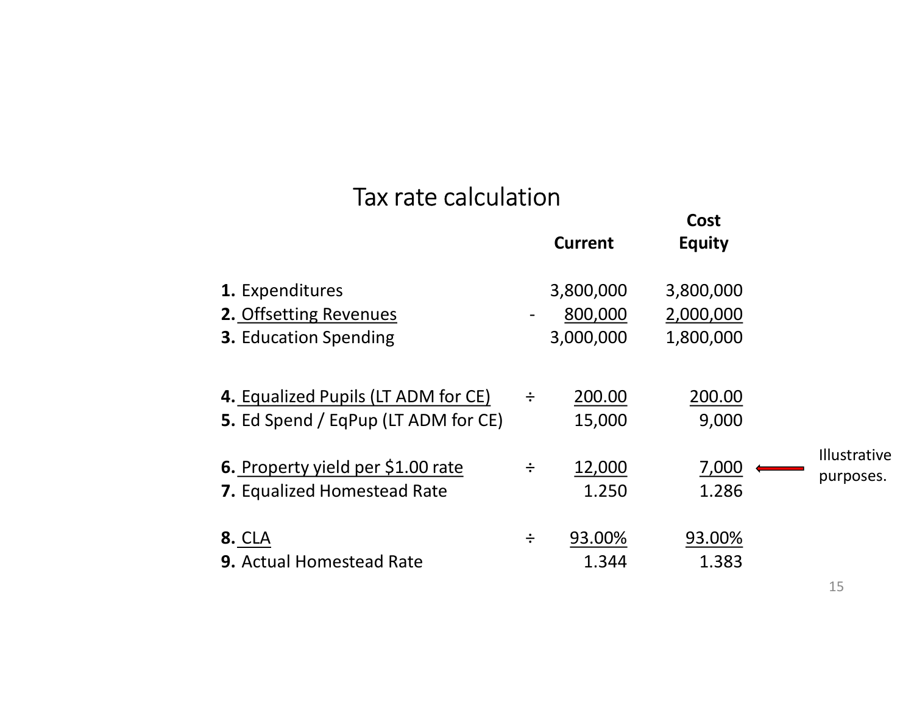# Tax rate calculation

| | | Current | Cost Equity |
|---|---|---|---|
| **1.** Expenditures | | 3,800,000 | 3,800,000 |
| **2.** Offsetting Revenues | - | 800,000 | 2,000,000 |
| **3.** Education Spending | | 3,000,000 | 1,800,000 |
| **4.** Equalized Pupils (LT ADM for CE) | ÷ | 200.00 | 200.00 |
| **5.** Ed Spend / EqPup (LT ADM for CE) | | 15,000 | 9,000 |
| **6.** Property yield per $1.00 rate | ÷ | 12,000 | 7,000 |
| **7.** Equalized Homestead Rate | | 1.250 | 1.286 |
| **8.** CLA | ÷ | 93.00% | 93.00% |
| **9.** Actual Homestead Rate | | 1.344 | 1.383 |

Illustrative purposes.